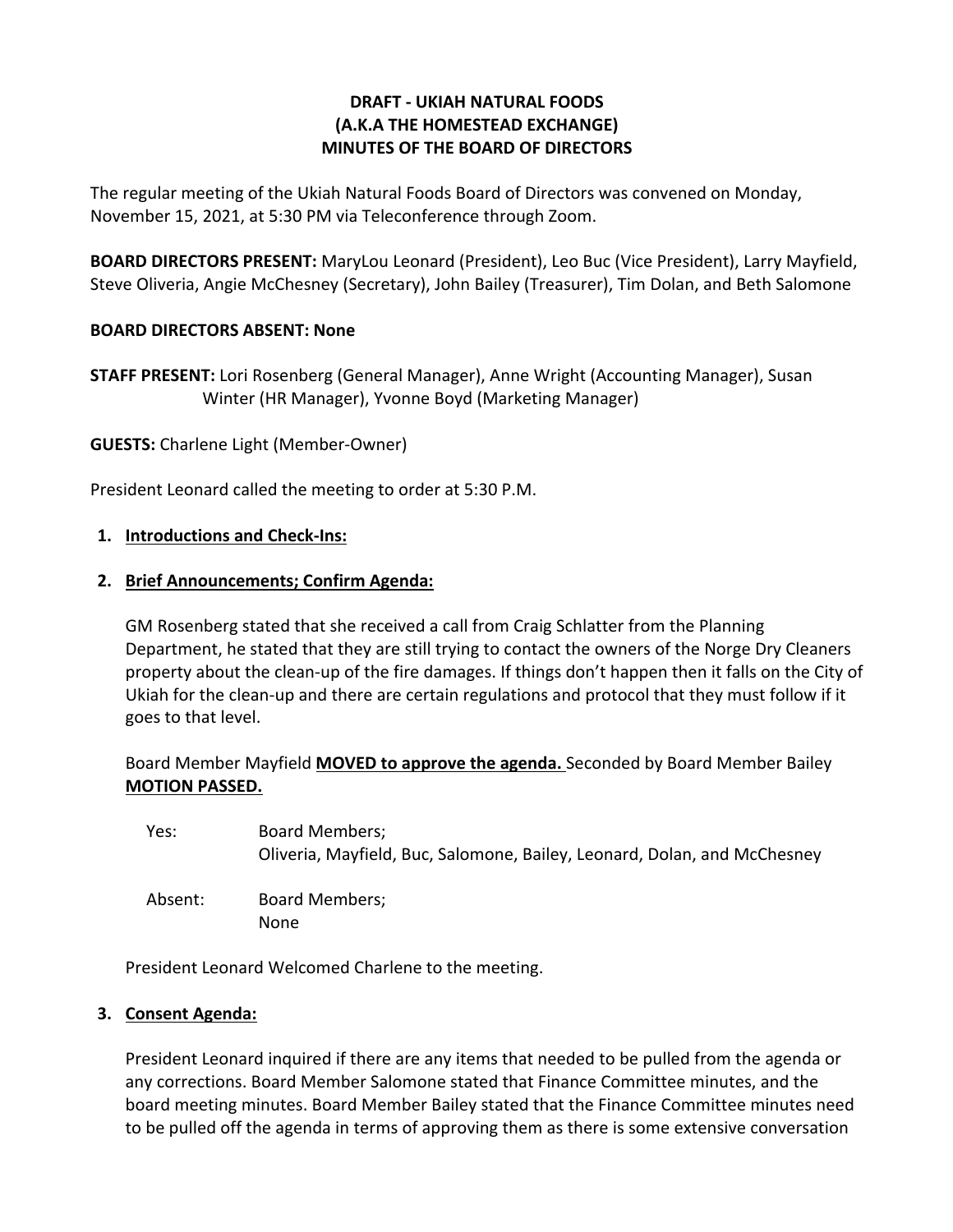**DRAFT - UKIAH NATURAL FOODS**
**(A.K.A THE HOMESTEAD EXCHANGE)**
**MINUTES OF THE BOARD OF DIRECTORS**

The regular meeting of the Ukiah Natural Foods Board of Directors was convened on Monday, November 15, 2021, at 5:30 PM via Teleconference through Zoom.

**BOARD DIRECTORS PRESENT:** MaryLou Leonard (President), Leo Buc (Vice President), Larry Mayfield, Steve Oliveria, Angie McChesney (Secretary), John Bailey (Treasurer), Tim Dolan, and Beth Salomone

**BOARD DIRECTORS ABSENT: None**

**STAFF PRESENT:** Lori Rosenberg (General Manager), Anne Wright (Accounting Manager), Susan Winter (HR Manager), Yvonne Boyd (Marketing Manager)

**GUESTS:** Charlene Light (Member-Owner)

President Leonard called the meeting to order at 5:30 P.M.

1. **Introductions and Check-Ins:**

2. **Brief Announcements; Confirm Agenda:**

   GM Rosenberg stated that she received a call from Craig Schlatter from the Planning Department, he stated that they are still trying to contact the owners of the Norge Dry Cleaners property about the clean-up of the fire damages. If things don't happen then it falls on the City of Ukiah for the clean-up and there are certain regulations and protocol that they must follow if it goes to that level.

   Board Member Mayfield **MOVED to approve the agenda.** Seconded by Board Member Bailey **MOTION PASSED.**

   Yes: Board Members;
   Oliveria, Mayfield, Buc, Salomone, Bailey, Leonard, Dolan, and McChesney

   Absent: Board Members;
   None

   President Leonard Welcomed Charlene to the meeting.

3. **Consent Agenda:**

   President Leonard inquired if there are any items that needed to be pulled from the agenda or any corrections. Board Member Salomone stated that Finance Committee minutes, and the board meeting minutes. Board Member Bailey stated that the Finance Committee minutes need to be pulled off the agenda in terms of approving them as there is some extensive conversation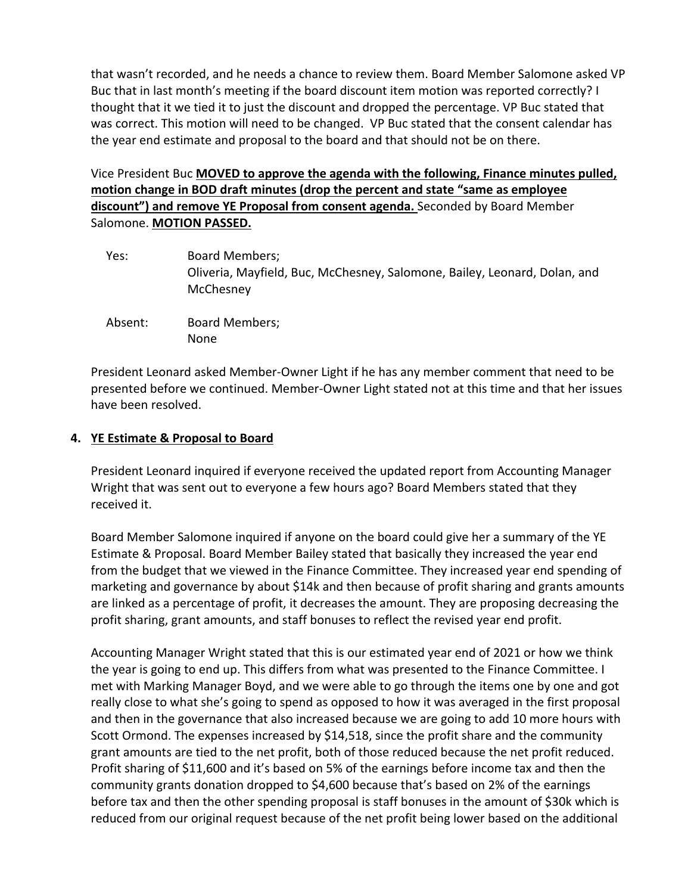that wasn't recorded, and he needs a chance to review them. Board Member Salomone asked VP Buc that in last month's meeting if the board discount item motion was reported correctly? I thought that it we tied it to just the discount and dropped the percentage. VP Buc stated that was correct. This motion will need to be changed. VP Buc stated that the consent calendar has the year end estimate and proposal to the board and that should not be on there.

Vice President Buc **MOVED to approve the agenda with the following, Finance minutes pulled, motion change in BOD draft minutes (drop the percent and state "same as employee discount") and remove YE Proposal from consent agenda.** Seconded by Board Member Salomone. **MOTION PASSED.**

Yes: Board Members;
Oliveria, Mayfield, Buc, McChesney, Salomone, Bailey, Leonard, Dolan, and McChesney

Absent: Board Members;
None

President Leonard asked Member-Owner Light if he has any member comment that need to be presented before we continued. Member-Owner Light stated not at this time and that her issues have been resolved.

## 4. YE Estimate & Proposal to Board

President Leonard inquired if everyone received the updated report from Accounting Manager Wright that was sent out to everyone a few hours ago? Board Members stated that they received it.

Board Member Salomone inquired if anyone on the board could give her a summary of the YE Estimate & Proposal. Board Member Bailey stated that basically they increased the year end from the budget that we viewed in the Finance Committee. They increased year end spending of marketing and governance by about $14k and then because of profit sharing and grants amounts are linked as a percentage of profit, it decreases the amount. They are proposing decreasing the profit sharing, grant amounts, and staff bonuses to reflect the revised year end profit.

Accounting Manager Wright stated that this is our estimated year end of 2021 or how we think the year is going to end up. This differs from what was presented to the Finance Committee. I met with Marking Manager Boyd, and we were able to go through the items one by one and got really close to what she's going to spend as opposed to how it was averaged in the first proposal and then in the governance that also increased because we are going to add 10 more hours with Scott Ormond. The expenses increased by $14,518, since the profit share and the community grant amounts are tied to the net profit, both of those reduced because the net profit reduced. Profit sharing of $11,600 and it's based on 5% of the earnings before income tax and then the community grants donation dropped to $4,600 because that's based on 2% of the earnings before tax and then the other spending proposal is staff bonuses in the amount of $30k which is reduced from our original request because of the net profit being lower based on the additional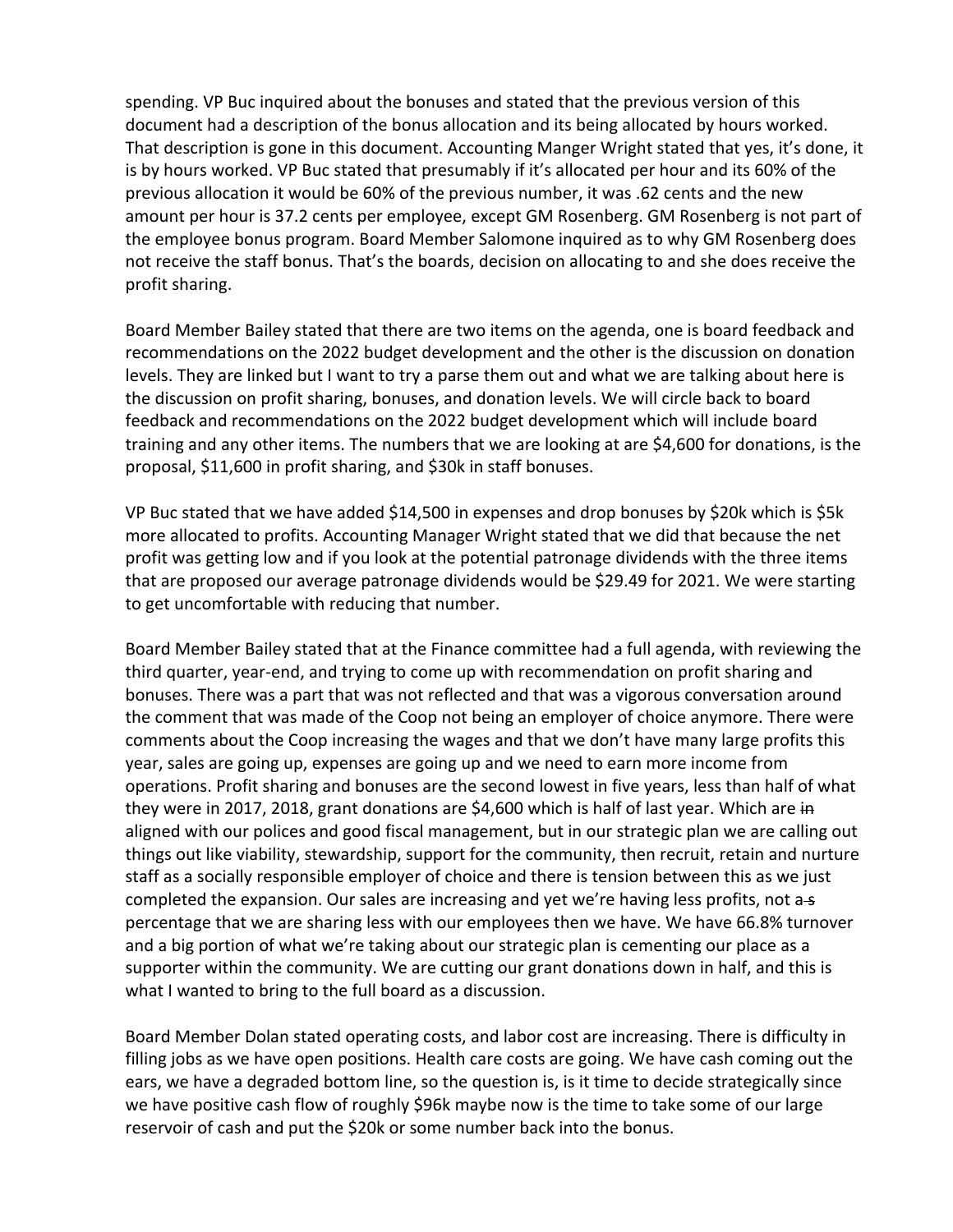spending. VP Buc inquired about the bonuses and stated that the previous version of this document had a description of the bonus allocation and its being allocated by hours worked. That description is gone in this document. Accounting Manger Wright stated that yes, it's done, it is by hours worked. VP Buc stated that presumably if it's allocated per hour and its 60% of the previous allocation it would be 60% of the previous number, it was .62 cents and the new amount per hour is 37.2 cents per employee, except GM Rosenberg. GM Rosenberg is not part of the employee bonus program. Board Member Salomone inquired as to why GM Rosenberg does not receive the staff bonus. That's the boards, decision on allocating to and she does receive the profit sharing.

Board Member Bailey stated that there are two items on the agenda, one is board feedback and recommendations on the 2022 budget development and the other is the discussion on donation levels. They are linked but I want to try a parse them out and what we are talking about here is the discussion on profit sharing, bonuses, and donation levels. We will circle back to board feedback and recommendations on the 2022 budget development which will include board training and any other items. The numbers that we are looking at are $4,600 for donations, is the proposal, $11,600 in profit sharing, and $30k in staff bonuses.

VP Buc stated that we have added $14,500 in expenses and drop bonuses by $20k which is $5k more allocated to profits. Accounting Manager Wright stated that we did that because the net profit was getting low and if you look at the potential patronage dividends with the three items that are proposed our average patronage dividends would be $29.49 for 2021. We were starting to get uncomfortable with reducing that number.

Board Member Bailey stated that at the Finance committee had a full agenda, with reviewing the third quarter, year-end, and trying to come up with recommendation on profit sharing and bonuses. There was a part that was not reflected and that was a vigorous conversation around the comment that was made of the Coop not being an employer of choice anymore. There were comments about the Coop increasing the wages and that we don't have many large profits this year, sales are going up, expenses are going up and we need to earn more income from operations. Profit sharing and bonuses are the second lowest in five years, less than half of what they were in 2017, 2018, grant donations are $4,600 which is half of last year. Which are ~~in~~ aligned with our polices and good fiscal management, but in our strategic plan we are calling out things out like viability, stewardship, support for the community, then recruit, retain and nurture staff as a socially responsible employer of choice and there is tension between this as we just completed the expansion. Our sales are increasing and yet we're having less profits, not a~~s~~ percentage that we are sharing less with our employees then we have. We have 66.8% turnover and a big portion of what we're taking about our strategic plan is cementing our place as a supporter within the community. We are cutting our grant donations down in half, and this is what I wanted to bring to the full board as a discussion.

Board Member Dolan stated operating costs, and labor cost are increasing. There is difficulty in filling jobs as we have open positions. Health care costs are going. We have cash coming out the ears, we have a degraded bottom line, so the question is, is it time to decide strategically since we have positive cash flow of roughly $96k maybe now is the time to take some of our large reservoir of cash and put the $20k or some number back into the bonus.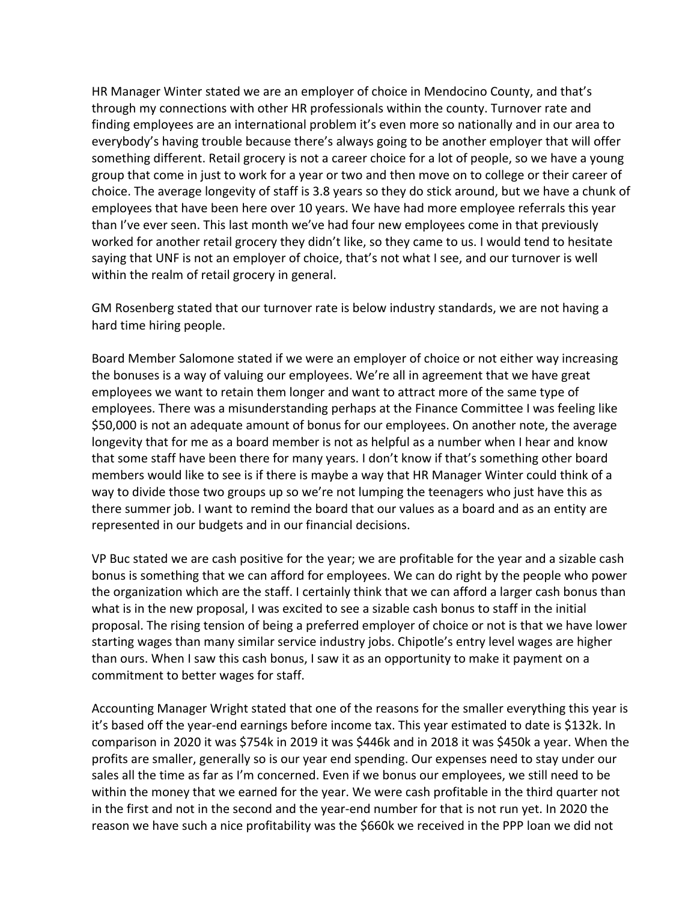HR Manager Winter stated we are an employer of choice in Mendocino County, and that's through my connections with other HR professionals within the county. Turnover rate and finding employees are an international problem it's even more so nationally and in our area to everybody's having trouble because there's always going to be another employer that will offer something different. Retail grocery is not a career choice for a lot of people, so we have a young group that come in just to work for a year or two and then move on to college or their career of choice. The average longevity of staff is 3.8 years so they do stick around, but we have a chunk of employees that have been here over 10 years. We have had more employee referrals this year than I've ever seen. This last month we've had four new employees come in that previously worked for another retail grocery they didn't like, so they came to us. I would tend to hesitate saying that UNF is not an employer of choice, that's not what I see, and our turnover is well within the realm of retail grocery in general.

GM Rosenberg stated that our turnover rate is below industry standards, we are not having a hard time hiring people.

Board Member Salomone stated if we were an employer of choice or not either way increasing the bonuses is a way of valuing our employees. We're all in agreement that we have great employees we want to retain them longer and want to attract more of the same type of employees. There was a misunderstanding perhaps at the Finance Committee I was feeling like $50,000 is not an adequate amount of bonus for our employees. On another note, the average longevity that for me as a board member is not as helpful as a number when I hear and know that some staff have been there for many years. I don't know if that's something other board members would like to see is if there is maybe a way that HR Manager Winter could think of a way to divide those two groups up so we're not lumping the teenagers who just have this as there summer job. I want to remind the board that our values as a board and as an entity are represented in our budgets and in our financial decisions.

VP Buc stated we are cash positive for the year; we are profitable for the year and a sizable cash bonus is something that we can afford for employees. We can do right by the people who power the organization which are the staff. I certainly think that we can afford a larger cash bonus than what is in the new proposal, I was excited to see a sizable cash bonus to staff in the initial proposal. The rising tension of being a preferred employer of choice or not is that we have lower starting wages than many similar service industry jobs. Chipotle's entry level wages are higher than ours. When I saw this cash bonus, I saw it as an opportunity to make it payment on a commitment to better wages for staff.

Accounting Manager Wright stated that one of the reasons for the smaller everything this year is it's based off the year-end earnings before income tax. This year estimated to date is $132k. In comparison in 2020 it was $754k in 2019 it was $446k and in 2018 it was $450k a year. When the profits are smaller, generally so is our year end spending. Our expenses need to stay under our sales all the time as far as I'm concerned. Even if we bonus our employees, we still need to be within the money that we earned for the year. We were cash profitable in the third quarter not in the first and not in the second and the year-end number for that is not run yet. In 2020 the reason we have such a nice profitability was the $660k we received in the PPP loan we did not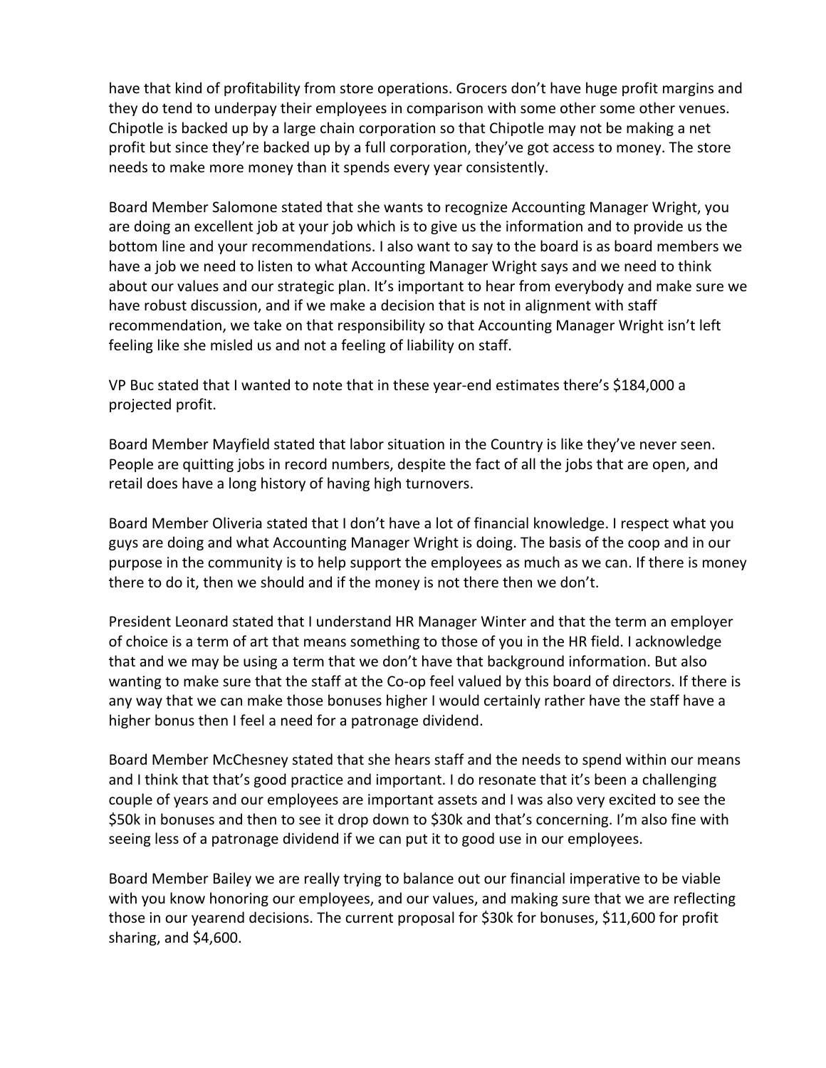have that kind of profitability from store operations. Grocers don't have huge profit margins and they do tend to underpay their employees in comparison with some other some other venues. Chipotle is backed up by a large chain corporation so that Chipotle may not be making a net profit but since they're backed up by a full corporation, they've got access to money. The store needs to make more money than it spends every year consistently.

Board Member Salomone stated that she wants to recognize Accounting Manager Wright, you are doing an excellent job at your job which is to give us the information and to provide us the bottom line and your recommendations. I also want to say to the board is as board members we have a job we need to listen to what Accounting Manager Wright says and we need to think about our values and our strategic plan. It's important to hear from everybody and make sure we have robust discussion, and if we make a decision that is not in alignment with staff recommendation, we take on that responsibility so that Accounting Manager Wright isn't left feeling like she misled us and not a feeling of liability on staff.

VP Buc stated that I wanted to note that in these year-end estimates there's $184,000 a projected profit.

Board Member Mayfield stated that labor situation in the Country is like they've never seen. People are quitting jobs in record numbers, despite the fact of all the jobs that are open, and retail does have a long history of having high turnovers.

Board Member Oliveria stated that I don't have a lot of financial knowledge. I respect what you guys are doing and what Accounting Manager Wright is doing. The basis of the coop and in our purpose in the community is to help support the employees as much as we can. If there is money there to do it, then we should and if the money is not there then we don't.

President Leonard stated that I understand HR Manager Winter and that the term an employer of choice is a term of art that means something to those of you in the HR field. I acknowledge that and we may be using a term that we don't have that background information. But also wanting to make sure that the staff at the Co-op feel valued by this board of directors. If there is any way that we can make those bonuses higher I would certainly rather have the staff have a higher bonus then I feel a need for a patronage dividend.

Board Member McChesney stated that she hears staff and the needs to spend within our means and I think that that's good practice and important. I do resonate that it's been a challenging couple of years and our employees are important assets and I was also very excited to see the $50k in bonuses and then to see it drop down to $30k and that's concerning. I'm also fine with seeing less of a patronage dividend if we can put it to good use in our employees.

Board Member Bailey we are really trying to balance out our financial imperative to be viable with you know honoring our employees, and our values, and making sure that we are reflecting those in our yearend decisions. The current proposal for $30k for bonuses, $11,600 for profit sharing, and $4,600.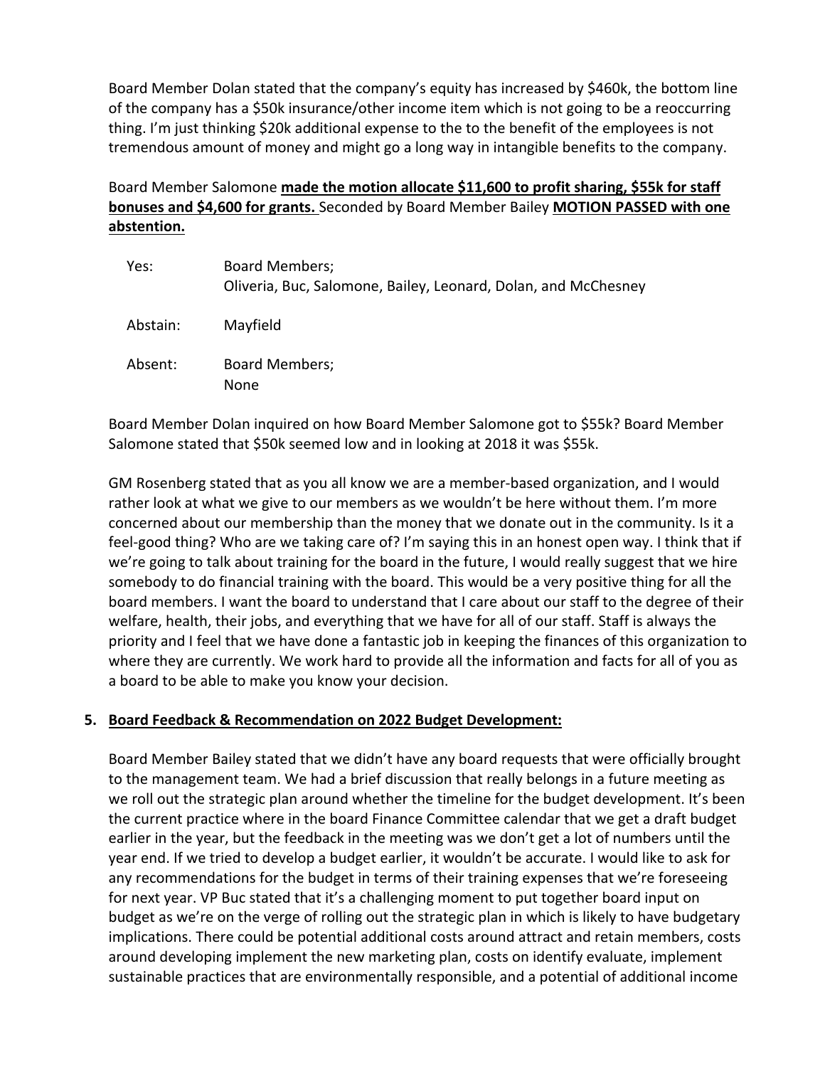Board Member Dolan stated that the company's equity has increased by $460k, the bottom line of the company has a $50k insurance/other income item which is not going to be a reoccurring thing. I'm just thinking $20k additional expense to the to the benefit of the employees is not tremendous amount of money and might go a long way in intangible benefits to the company.

Board Member Salomone **made the motion allocate $11,600 to profit sharing, $55k for staff bonuses and $4,600 for grants.** Seconded by Board Member Bailey **MOTION PASSED with one abstention.**

| | |
|---|---|
| Yes: | Board Members; Oliveria, Buc, Salomone, Bailey, Leonard, Dolan, and McChesney |
| Abstain: | Mayfield |
| Absent: | Board Members; None |

Board Member Dolan inquired on how Board Member Salomone got to $55k? Board Member Salomone stated that $50k seemed low and in looking at 2018 it was $55k.

GM Rosenberg stated that as you all know we are a member-based organization, and I would rather look at what we give to our members as we wouldn't be here without them. I'm more concerned about our membership than the money that we donate out in the community. Is it a feel-good thing? Who are we taking care of? I'm saying this in an honest open way. I think that if we're going to talk about training for the board in the future, I would really suggest that we hire somebody to do financial training with the board. This would be a very positive thing for all the board members. I want the board to understand that I care about our staff to the degree of their welfare, health, their jobs, and everything that we have for all of our staff. Staff is always the priority and I feel that we have done a fantastic job in keeping the finances of this organization to where they are currently. We work hard to provide all the information and facts for all of you as a board to be able to make you know your decision.

## 5. Board Feedback & Recommendation on 2022 Budget Development:

Board Member Bailey stated that we didn't have any board requests that were officially brought to the management team. We had a brief discussion that really belongs in a future meeting as we roll out the strategic plan around whether the timeline for the budget development. It's been the current practice where in the board Finance Committee calendar that we get a draft budget earlier in the year, but the feedback in the meeting was we don't get a lot of numbers until the year end. If we tried to develop a budget earlier, it wouldn't be accurate. I would like to ask for any recommendations for the budget in terms of their training expenses that we're foreseeing for next year. VP Buc stated that it's a challenging moment to put together board input on budget as we're on the verge of rolling out the strategic plan in which is likely to have budgetary implications. There could be potential additional costs around attract and retain members, costs around developing implement the new marketing plan, costs on identify evaluate, implement sustainable practices that are environmentally responsible, and a potential of additional income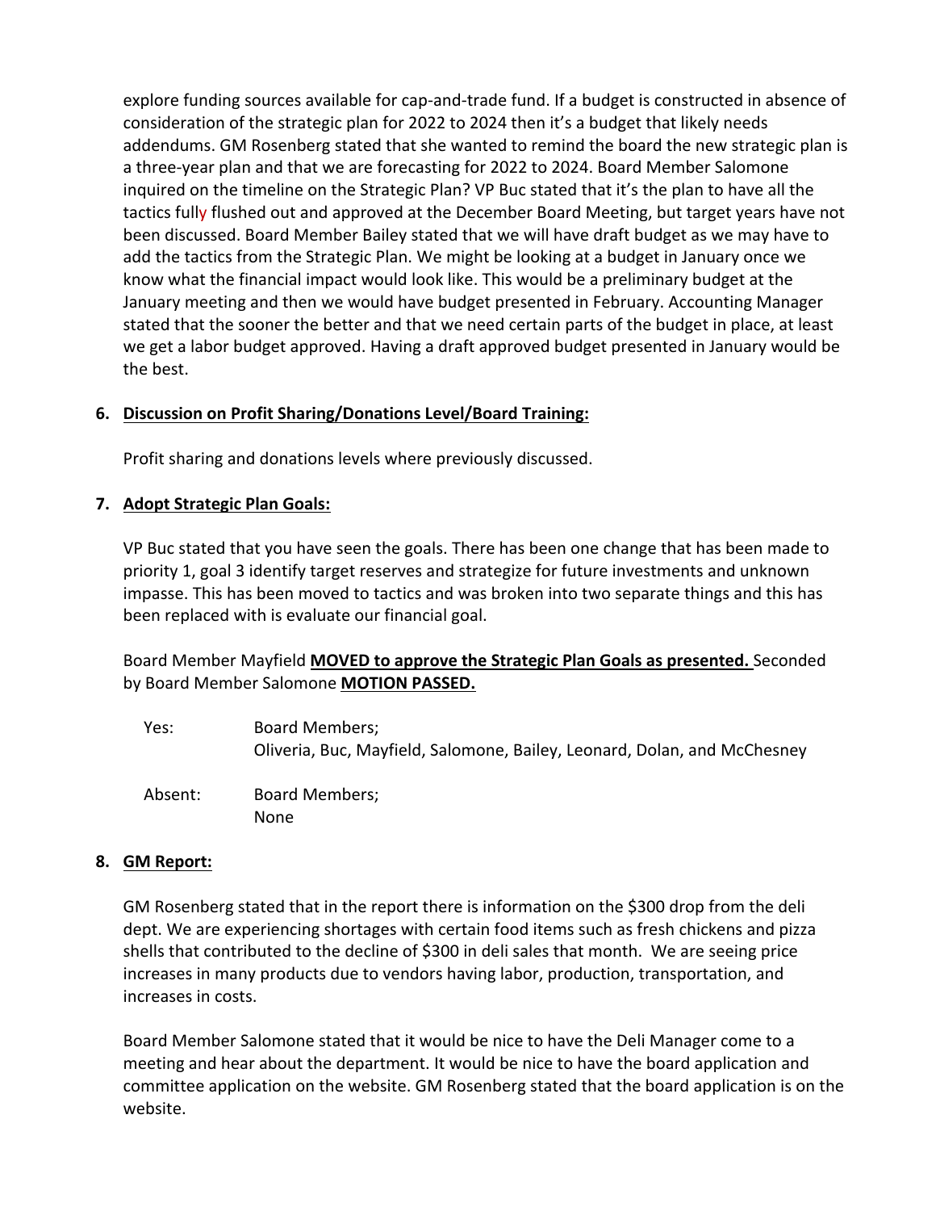explore funding sources available for cap-and-trade fund. If a budget is constructed in absence of consideration of the strategic plan for 2022 to 2024 then it's a budget that likely needs addendums. GM Rosenberg stated that she wanted to remind the board the new strategic plan is a three-year plan and that we are forecasting for 2022 to 2024. Board Member Salomone inquired on the timeline on the Strategic Plan? VP Buc stated that it's the plan to have all the tactics fully flushed out and approved at the December Board Meeting, but target years have not been discussed. Board Member Bailey stated that we will have draft budget as we may have to add the tactics from the Strategic Plan. We might be looking at a budget in January once we know what the financial impact would look like. This would be a preliminary budget at the January meeting and then we would have budget presented in February. Accounting Manager stated that the sooner the better and that we need certain parts of the budget in place, at least we get a labor budget approved. Having a draft approved budget presented in January would be the best.

**6. Discussion on Profit Sharing/Donations Level/Board Training:**

Profit sharing and donations levels where previously discussed.

**7. Adopt Strategic Plan Goals:**

VP Buc stated that you have seen the goals. There has been one change that has been made to priority 1, goal 3 identify target reserves and strategize for future investments and unknown impasse. This has been moved to tactics and was broken into two separate things and this has been replaced with is evaluate our financial goal.

Board Member Mayfield **MOVED to approve the Strategic Plan Goals as presented.** Seconded by Board Member Salomone **MOTION PASSED.**

Yes: Board Members;
Oliveria, Buc, Mayfield, Salomone, Bailey, Leonard, Dolan, and McChesney

Absent: Board Members;
None

**8. GM Report:**

GM Rosenberg stated that in the report there is information on the $300 drop from the deli dept. We are experiencing shortages with certain food items such as fresh chickens and pizza shells that contributed to the decline of $300 in deli sales that month. We are seeing price increases in many products due to vendors having labor, production, transportation, and increases in costs.

Board Member Salomone stated that it would be nice to have the Deli Manager come to a meeting and hear about the department. It would be nice to have the board application and committee application on the website. GM Rosenberg stated that the board application is on the website.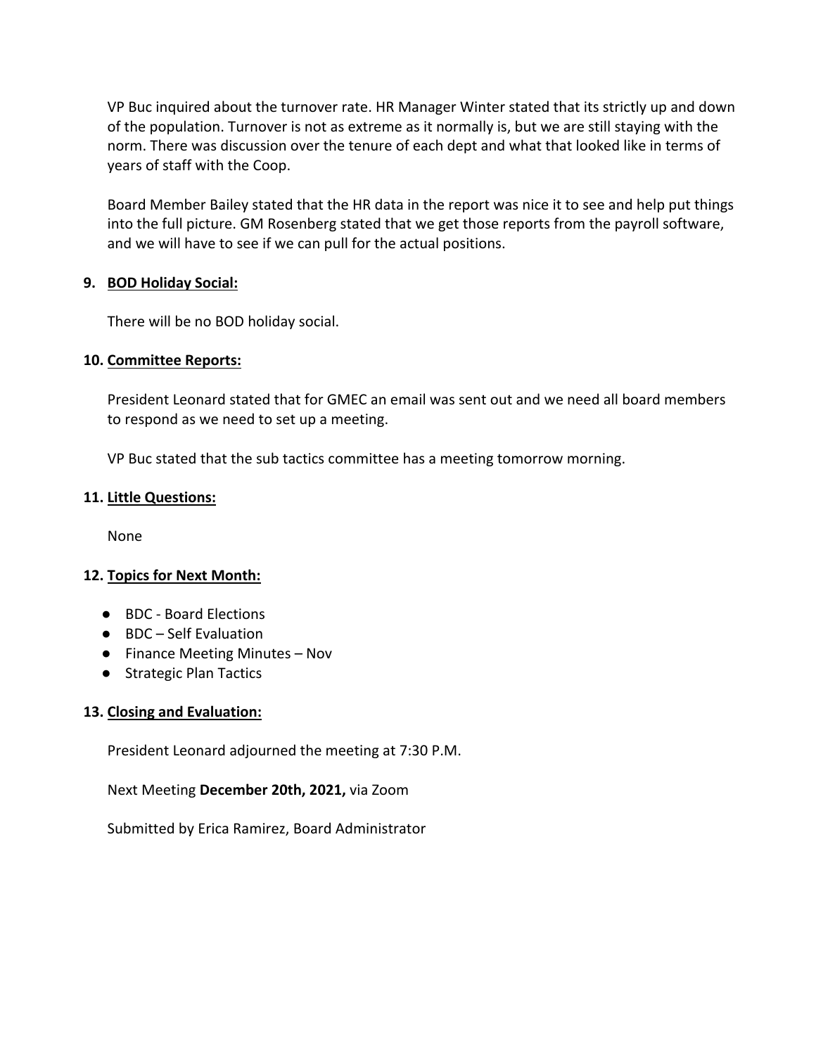VP Buc inquired about the turnover rate. HR Manager Winter stated that its strictly up and down of the population. Turnover is not as extreme as it normally is, but we are still staying with the norm. There was discussion over the tenure of each dept and what that looked like in terms of years of staff with the Coop.

Board Member Bailey stated that the HR data in the report was nice it to see and help put things into the full picture. GM Rosenberg stated that we get those reports from the payroll software, and we will have to see if we can pull for the actual positions.

**9. BOD Holiday Social:**

There will be no BOD holiday social.

**10. Committee Reports:**

President Leonard stated that for GMEC an email was sent out and we need all board members to respond as we need to set up a meeting.

VP Buc stated that the sub tactics committee has a meeting tomorrow morning.

**11. Little Questions:**

None

**12. Topics for Next Month:**

- BDC - Board Elections
- BDC – Self Evaluation
- Finance Meeting Minutes – Nov
- Strategic Plan Tactics

**13. Closing and Evaluation:**

President Leonard adjourned the meeting at 7:30 P.M.

Next Meeting **December 20th, 2021,** via Zoom

Submitted by Erica Ramirez, Board Administrator